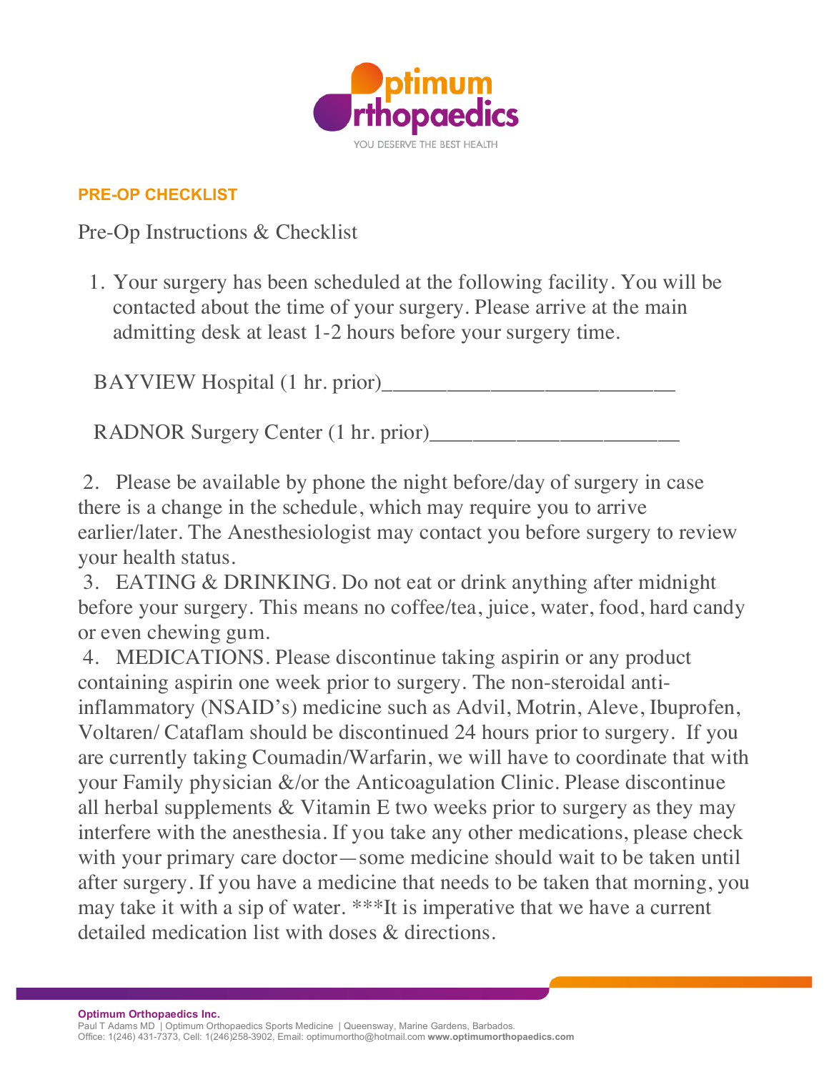**PRE-OP CHECKLIST**

Pre-Op Instructions & Checklist

1. Your surgery has been scheduled at the following facility. You will be contacted about the time of your surgery. Please arrive at the main admitting desk at least 1-2 hours before your surgery time.

BAYVIEW Hospital (1 hr. prior)___________________________

RADNOR Surgery Center (1 hr. prior)_______________________

2. Please be available by phone the night before/day of surgery in case there is a change in the schedule, which may require you to arrive earlier/later. The Anesthesiologist may contact you before surgery to review your health status.

3. EATING & DRINKING. Do not eat or drink anything after midnight before your surgery. This means no coffee/tea, juice, water, food, hard candy or even chewing gum.

4. MEDICATIONS. Please discontinue taking aspirin or any product containing aspirin one week prior to surgery. The non-steroidal anti-inflammatory (NSAID's) medicine such as Advil, Motrin, Aleve, Ibuprofen, Voltaren/ Cataflam should be discontinued 24 hours prior to surgery. If you are currently taking Coumadin/Warfarin, we will have to coordinate that with your Family physician &/or the Anticoagulation Clinic. Please discontinue all herbal supplements & Vitamin E two weeks prior to surgery as they may interfere with the anesthesia. If you take any other medications, please check with your primary care doctor—some medicine should wait to be taken until after surgery. If you have a medicine that needs to be taken that morning, you may take it with a sip of water. ***It is imperative that we have a current detailed medication list with doses & directions.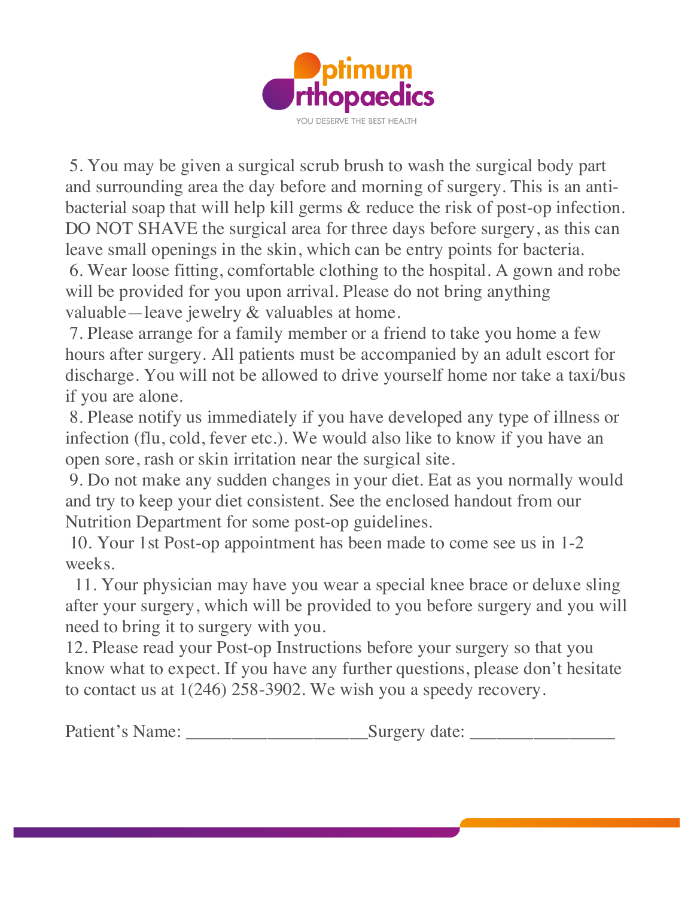Optimum Orthopaedics

YOU DESERVE THE BEST HEALTH

5. You may be given a surgical scrub brush to wash the surgical body part and surrounding area the day before and morning of surgery. This is an anti-bacterial soap that will help kill germs & reduce the risk of post-op infection. DO NOT SHAVE the surgical area for three days before surgery, as this can leave small openings in the skin, which can be entry points for bacteria.

6. Wear loose fitting, comfortable clothing to the hospital. A gown and robe will be provided for you upon arrival. Please do not bring anything valuable—leave jewelry & valuables at home.

7. Please arrange for a family member or a friend to take you home a few hours after surgery. All patients must be accompanied by an adult escort for discharge. You will not be allowed to drive yourself home nor take a taxi/bus if you are alone.

8. Please notify us immediately if you have developed any type of illness or infection (flu, cold, fever etc.). We would also like to know if you have an open sore, rash or skin irritation near the surgical site.

9. Do not make any sudden changes in your diet. Eat as you normally would and try to keep your diet consistent. See the enclosed handout from our Nutrition Department for some post-op guidelines.

10. Your 1st Post-op appointment has been made to come see us in 1-2 weeks.

11. Your physician may have you wear a special knee brace or deluxe sling after your surgery, which will be provided to you before surgery and you will need to bring it to surgery with you.

12. Please read your Post-op Instructions before your surgery so that you know what to expect. If you have any further questions, please don't hesitate to contact us at 1(246) 258-3902. We wish you a speedy recovery.

Patient's Name: ____________________Surgery date: ________________